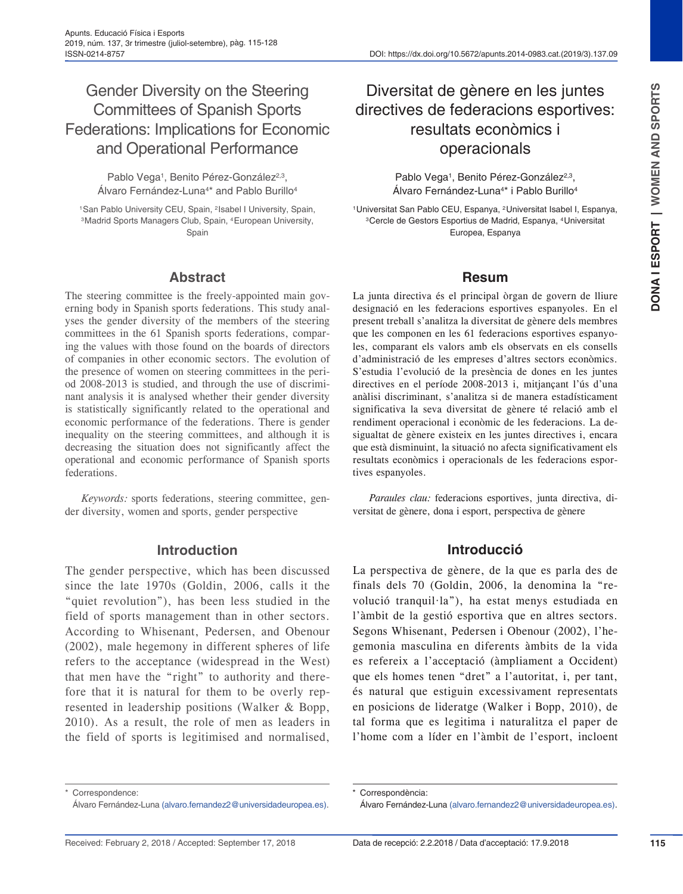DOI: https://dx.doi.org/10.5672/apunts.2014-0983.cat.(2019/3).137.09

# Gender Diversity on the Steering Committees of Spanish Sports Federations: Implications for Economic and Operational Performance

Pablo Vega[1], Benito Pérez-González[2,3], Álvaro Fernández-Luna[4]* and Pablo Burillo[4]

[1]San Pablo University CEU, Spain, [2]Isabel I University, Spain, [3]Madrid Sports Managers Club, Spain, [4]European University, Spain

## Abstract

The steering committee is the freely-appointed main governing body in Spanish sports federations. This study analyses the gender diversity of the members of the steering committees in the 61 Spanish sports federations, comparing the values with those found on the boards of directors of companies in other economic sectors. The evolution of the presence of women on steering committees in the period 2008-2013 is studied, and through the use of discriminant analysis it is analysed whether their gender diversity is statistically significantly related to the operational and economic performance of the federations. There is gender inequality on the steering committees, and although it is decreasing the situation does not significantly affect the operational and economic performance of Spanish sports federations.

*Keywords:* sports federations, steering committee, gender diversity, women and sports, gender perspective

## Introduction

The gender perspective, which has been discussed since the late 1970s (Goldin, 2006, calls it the "quiet revolution"), has been less studied in the field of sports management than in other sectors. According to Whisenant, Pedersen, and Obenour (2002), male hegemony in different spheres of life refers to the acceptance (widespread in the West) that men have the "right" to authority and therefore that it is natural for them to be overly represented in leadership positions (Walker & Bopp, 2010). As a result, the role of men as leaders in the field of sports is legitimised and normalised,

\* Correspondence:
Álvaro Fernández-Luna (alvaro.fernandez2@universidadeuropea.es).

Received: February 2, 2018 / Accepted: September 17, 2018

# Diversitat de gènere en les juntes directives de federacions esportives: resultats econòmics i operacionals

Pablo Vega[1], Benito Pérez-González[2,3], Álvaro Fernández-Luna[4]* i Pablo Burillo[4]

[1]Universitat San Pablo CEU, Espanya, [2]Universitat Isabel I, Espanya, [3]Cercle de Gestors Esportius de Madrid, Espanya, [4]Universitat Europea, Espanya

## Resum

La junta directiva és el principal òrgan de govern de lliure designació en les federacions esportives espanyoles. En el present treball s'analitza la diversitat de gènere dels membres que les componen en les 61 federacions esportives espanyoles, comparant els valors amb els observats en els consells d'administració de les empreses d'altres sectors econòmics. S'estudia l'evolució de la presència de dones en les juntes directives en el període 2008-2013 i, mitjançant l'ús d'una anàlisi discriminant, s'analitza si de manera estadísticament significativa la seva diversitat de gènere té relació amb el rendiment operacional i econòmic de les federacions. La desigualtat de gènere existeix en les juntes directives i, encara que està disminuint, la situació no afecta significativament els resultats econòmics i operacionals de les federacions esportives espanyoles.

*Paraules clau:* federacions esportives, junta directiva, diversitat de gènere, dona i esport, perspectiva de gènere

## Introducció

La perspectiva de gènere, de la que es parla des de finals dels 70 (Goldin, 2006, la denomina la "revolució tranquil·la"), ha estat menys estudiada en l'àmbit de la gestió esportiva que en altres sectors. Segons Whisenant, Pedersen i Obenour (2002), l'hegemonia masculina en diferents àmbits de la vida es refereix a l'acceptació (àmpliament a Occident) que els homes tenen "dret" a l'autoritat, i, per tant, és natural que estiguin excessivament representats en posicions de lideratge (Walker i Bopp, 2010), de tal forma que es legitima i naturalitza el paper de l'home com a líder en l'àmbit de l'esport, incloent

\* Correspondència:
Álvaro Fernández-Luna (alvaro.fernandez2@universidadeuropea.es).

Data de recepció: 2.2.2018 / Data d'acceptació: 17.9.2018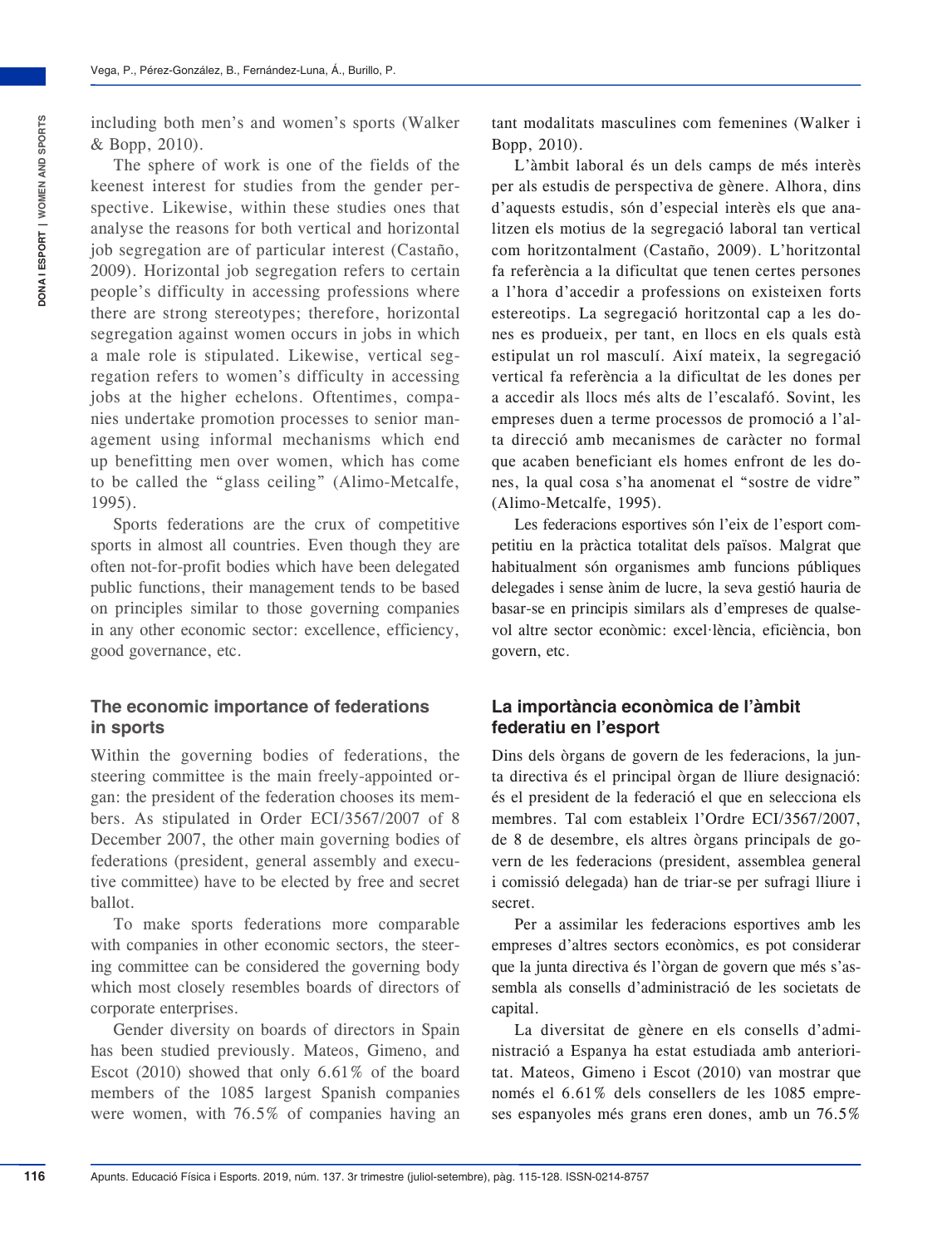including both men's and women's sports (Walker & Bopp, 2010).

The sphere of work is one of the fields of the keenest interest for studies from the gender perspective. Likewise, within these studies ones that analyse the reasons for both vertical and horizontal job segregation are of particular interest (Castaño, 2009). Horizontal job segregation refers to certain people's difficulty in accessing professions where there are strong stereotypes; therefore, horizontal segregation against women occurs in jobs in which a male role is stipulated. Likewise, vertical segregation refers to women's difficulty in accessing jobs at the higher echelons. Oftentimes, companies undertake promotion processes to senior management using informal mechanisms which end up benefitting men over women, which has come to be called the "glass ceiling" (Alimo-Metcalfe, 1995).

Sports federations are the crux of competitive sports in almost all countries. Even though they are often not-for-profit bodies which have been delegated public functions, their management tends to be based on principles similar to those governing companies in any other economic sector: excellence, efficiency, good governance, etc.

## The economic importance of federations in sports

Within the governing bodies of federations, the steering committee is the main freely-appointed organ: the president of the federation chooses its members. As stipulated in Order ECI/3567/2007 of 8 December 2007, the other main governing bodies of federations (president, general assembly and executive committee) have to be elected by free and secret ballot.

To make sports federations more comparable with companies in other economic sectors, the steering committee can be considered the governing body which most closely resembles boards of directors of corporate enterprises.

Gender diversity on boards of directors in Spain has been studied previously. Mateos, Gimeno, and Escot (2010) showed that only 6.61% of the board members of the 1085 largest Spanish companies were women, with 76.5% of companies having an

tant modalitats masculines com femenines (Walker i Bopp, 2010).

L'àmbit laboral és un dels camps de més interès per als estudis de perspectiva de gènere. Alhora, dins d'aquests estudis, són d'especial interès els que analitzen els motius de la segregació laboral tan vertical com horitzontalment (Castaño, 2009). L'horitzontal fa referència a la dificultat que tenen certes persones a l'hora d'accedir a professions on existeixen forts estereotips. La segregació horitzontal cap a les dones es produeix, per tant, en llocs en els quals està estipulat un rol masculí. Així mateix, la segregació vertical fa referència a la dificultat de les dones per a accedir als llocs més alts de l'escalafó. Sovint, les empreses duen a terme processos de promoció a l'alta direcció amb mecanismes de caràcter no formal que acaben beneficiant els homes enfront de les dones, la qual cosa s'ha anomenat el "sostre de vidre" (Alimo-Metcalfe, 1995).

Les federacions esportives són l'eix de l'esport competitiu en la pràctica totalitat dels països. Malgrat que habitualment són organismes amb funcions públiques delegades i sense ànim de lucre, la seva gestió hauria de basar-se en principis similars als d'empreses de qualsevol altre sector econòmic: excel·lència, eficiència, bon govern, etc.

## La importància econòmica de l'àmbit federatiu en l'esport

Dins dels òrgans de govern de les federacions, la junta directiva és el principal òrgan de lliure designació: és el president de la federació el que en selecciona els membres. Tal com estableix l'Ordre ECI/3567/2007, de 8 de desembre, els altres òrgans principals de govern de les federacions (president, assemblea general i comissió delegada) han de triar-se per sufragi lliure i secret.

Per a assimilar les federacions esportives amb les empreses d'altres sectors econòmics, es pot considerar que la junta directiva és l'òrgan de govern que més s'assembla als consells d'administració de les societats de capital.

La diversitat de gènere en els consells d'administració a Espanya ha estat estudiada amb anterioritat. Mateos, Gimeno i Escot (2010) van mostrar que només el 6.61% dels consellers de les 1085 empreses espanyoles més grans eren dones, amb un 76.5%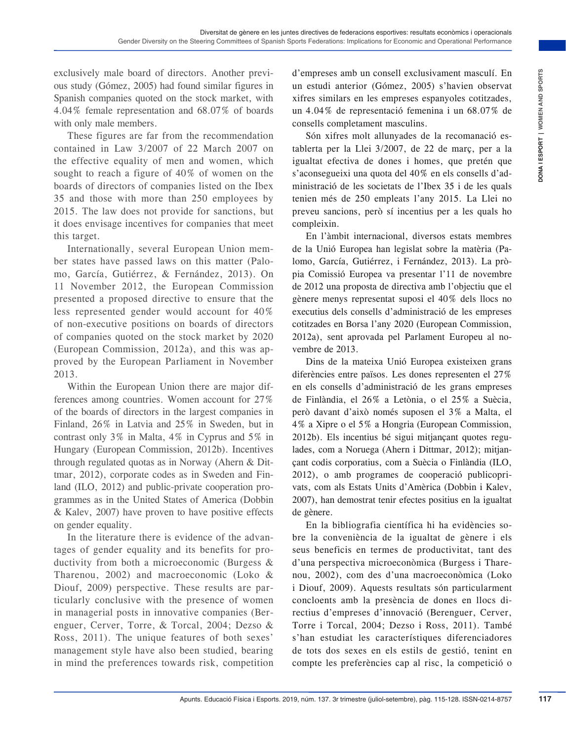exclusively male board of directors. Another previous study (Gómez, 2005) had found similar figures in Spanish companies quoted on the stock market, with 4.04% female representation and 68.07% of boards with only male members.

These figures are far from the recommendation contained in Law 3/2007 of 22 March 2007 on the effective equality of men and women, which sought to reach a figure of 40% of women on the boards of directors of companies listed on the Ibex 35 and those with more than 250 employees by 2015. The law does not provide for sanctions, but it does envisage incentives for companies that meet this target.

Internationally, several European Union member states have passed laws on this matter (Palomo, García, Gutiérrez, & Fernández, 2013). On 11 November 2012, the European Commission presented a proposed directive to ensure that the less represented gender would account for 40% of non-executive positions on boards of directors of companies quoted on the stock market by 2020 (European Commission, 2012a), and this was approved by the European Parliament in November 2013.

Within the European Union there are major differences among countries. Women account for 27% of the boards of directors in the largest companies in Finland, 26% in Latvia and 25% in Sweden, but in contrast only 3% in Malta, 4% in Cyprus and 5% in Hungary (European Commission, 2012b). Incentives through regulated quotas as in Norway (Ahern & Dittmar, 2012), corporate codes as in Sweden and Finland (ILO, 2012) and public-private cooperation programmes as in the United States of America (Dobbin & Kalev, 2007) have proven to have positive effects on gender equality.

In the literature there is evidence of the advantages of gender equality and its benefits for productivity from both a microeconomic (Burgess & Tharenou, 2002) and macroeconomic (Loko & Diouf, 2009) perspective. These results are particularly conclusive with the presence of women in managerial posts in innovative companies (Berenguer, Cerver, Torre, & Torcal, 2004; Dezso & Ross, 2011). The unique features of both sexes' management style have also been studied, bearing in mind the preferences towards risk, competition

d'empreses amb un consell exclusivament masculí. En un estudi anterior (Gómez, 2005) s'havien observat xifres similars en les empreses espanyoles cotitzades, un 4.04% de representació femenina i un 68.07% de consells completament masculins.

Són xifres molt allunyades de la recomanació establerta per la Llei 3/2007, de 22 de març, per a la igualtat efectiva de dones i homes, que pretén que s'aconsegueixi una quota del 40% en els consells d'administració de les societats de l'Ibex 35 i de les quals tenien més de 250 empleats l'any 2015. La Llei no preveu sancions, però sí incentius per a les quals ho compleixin.

En l'àmbit internacional, diversos estats membres de la Unió Europea han legislat sobre la matèria (Palomo, García, Gutiérrez, i Fernández, 2013). La pròpia Comissió Europea va presentar l'11 de novembre de 2012 una proposta de directiva amb l'objectiu que el gènere menys representat suposi el 40% dels llocs no executius dels consells d'administració de les empreses cotitzades en Borsa l'any 2020 (European Commission, 2012a), sent aprovada pel Parlament Europeu al novembre de 2013.

Dins de la mateixa Unió Europea existeixen grans diferències entre països. Les dones representen el 27% en els consells d'administració de les grans empreses de Finlàndia, el 26% a Letònia, o el 25% a Suècia, però davant d'això només suposen el 3% a Malta, el 4% a Xipre o el 5% a Hongria (European Commission, 2012b). Els incentius bé sigui mitjançant quotes regulades, com a Noruega (Ahern i Dittmar, 2012); mitjançant codis corporatius, com a Suècia o Finlàndia (ILO, 2012), o amb programes de cooperació publicoprivats, com als Estats Units d'Amèrica (Dobbin i Kalev, 2007), han demostrat tenir efectes positius en la igualtat de gènere.

En la bibliografia científica hi ha evidències sobre la conveniència de la igualtat de gènere i els seus beneficis en termes de productivitat, tant des d'una perspectiva microeconòmica (Burgess i Tharenou, 2002), com des d'una macroeconòmica (Loko i Diouf, 2009). Aquests resultats són particularment concloents amb la presència de dones en llocs directius d'empreses d'innovació (Berenguer, Cerver, Torre i Torcal, 2004; Dezso i Ross, 2011). També s'han estudiat les característiques diferenciadores de tots dos sexes en els estils de gestió, tenint en compte les preferències cap al risc, la competició o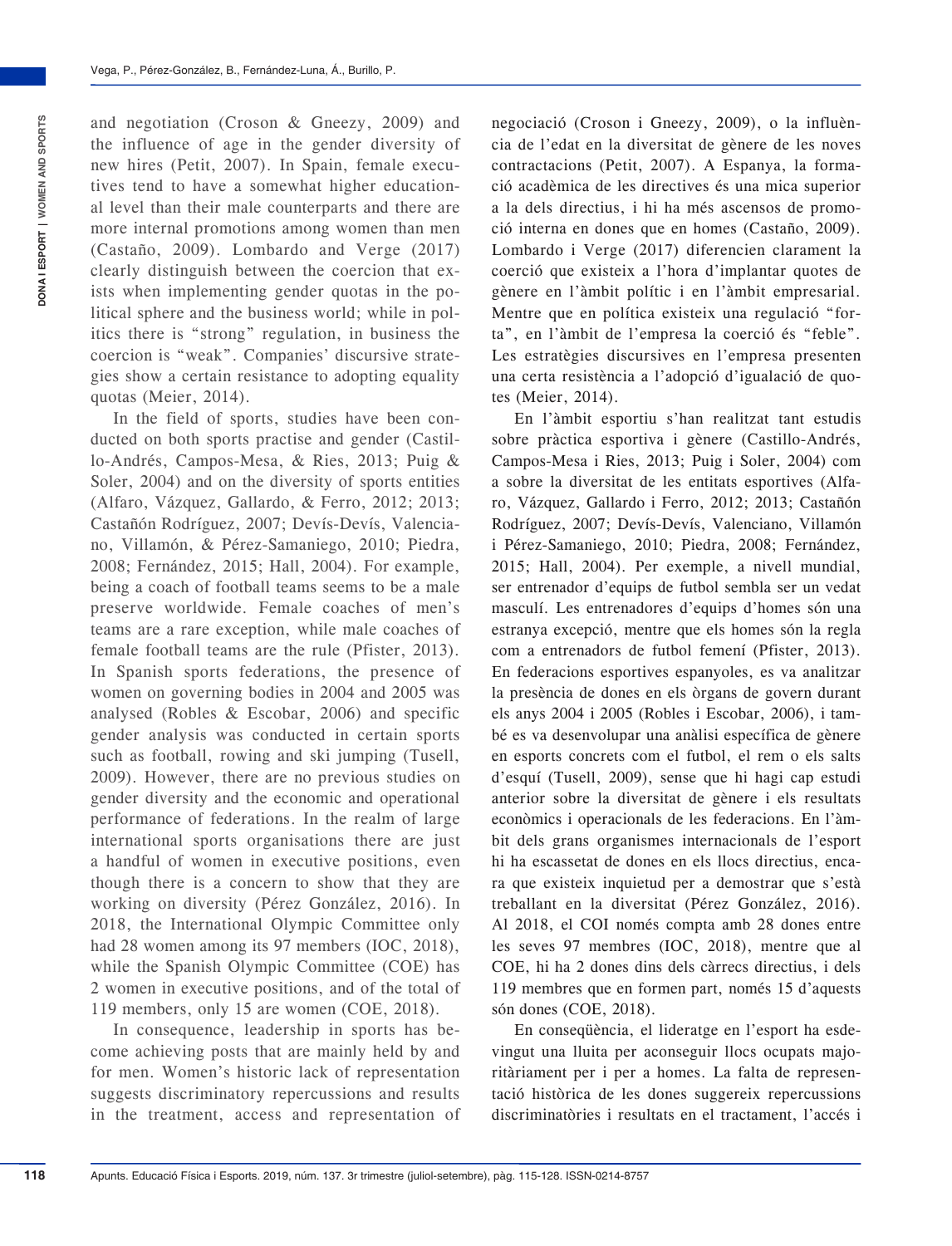and negotiation (Croson & Gneezy, 2009) and the influence of age in the gender diversity of new hires (Petit, 2007). In Spain, female executives tend to have a somewhat higher educational level than their male counterparts and there are more internal promotions among women than men (Castaño, 2009). Lombardo and Verge (2017) clearly distinguish between the coercion that exists when implementing gender quotas in the political sphere and the business world; while in politics there is "strong" regulation, in business the coercion is "weak". Companies' discursive strategies show a certain resistance to adopting equality quotas (Meier, 2014).

In the field of sports, studies have been conducted on both sports practise and gender (Castillo-Andrés, Campos-Mesa, & Ries, 2013; Puig & Soler, 2004) and on the diversity of sports entities (Alfaro, Vázquez, Gallardo, & Ferro, 2012; 2013; Castañón Rodríguez, 2007; Devís-Devís, Valenciano, Villamón, & Pérez-Samaniego, 2010; Piedra, 2008; Fernández, 2015; Hall, 2004). For example, being a coach of football teams seems to be a male preserve worldwide. Female coaches of men's teams are a rare exception, while male coaches of female football teams are the rule (Pfister, 2013). In Spanish sports federations, the presence of women on governing bodies in 2004 and 2005 was analysed (Robles & Escobar, 2006) and specific gender analysis was conducted in certain sports such as football, rowing and ski jumping (Tusell, 2009). However, there are no previous studies on gender diversity and the economic and operational performance of federations. In the realm of large international sports organisations there are just a handful of women in executive positions, even though there is a concern to show that they are working on diversity (Pérez González, 2016). In 2018, the International Olympic Committee only had 28 women among its 97 members (IOC, 2018), while the Spanish Olympic Committee (COE) has 2 women in executive positions, and of the total of 119 members, only 15 are women (COE, 2018).

In consequence, leadership in sports has become achieving posts that are mainly held by and for men. Women's historic lack of representation suggests discriminatory repercussions and results in the treatment, access and representation of

negociació (Croson i Gneezy, 2009), o la influència de l'edat en la diversitat de gènere de les noves contractacions (Petit, 2007). A Espanya, la formació acadèmica de les directives és una mica superior a la dels directius, i hi ha més ascensos de promoció interna en dones que en homes (Castaño, 2009). Lombardo i Verge (2017) diferencien clarament la coerció que existeix a l'hora d'implantar quotes de gènere en l'àmbit polític i en l'àmbit empresarial. Mentre que en política existeix una regulació "forta", en l'àmbit de l'empresa la coerció és "feble". Les estratègies discursives en l'empresa presenten una certa resistència a l'adopció d'igualació de quotes (Meier, 2014).

En l'àmbit esportiu s'han realitzat tant estudis sobre pràctica esportiva i gènere (Castillo-Andrés, Campos-Mesa i Ries, 2013; Puig i Soler, 2004) com a sobre la diversitat de les entitats esportives (Alfaro, Vázquez, Gallardo i Ferro, 2012; 2013; Castañón Rodríguez, 2007; Devís-Devís, Valenciano, Villamón i Pérez-Samaniego, 2010; Piedra, 2008; Fernández, 2015; Hall, 2004). Per exemple, a nivell mundial, ser entrenador d'equips de futbol sembla ser un vedat masculí. Les entrenadores d'equips d'homes són una estranya excepció, mentre que els homes són la regla com a entrenadors de futbol femení (Pfister, 2013). En federacions esportives espanyoles, es va analitzar la presència de dones en els òrgans de govern durant els anys 2004 i 2005 (Robles i Escobar, 2006), i també es va desenvolupar una anàlisi específica de gènere en esports concrets com el futbol, el rem o els salts d'esquí (Tusell, 2009), sense que hi hagi cap estudi anterior sobre la diversitat de gènere i els resultats econòmics i operacionals de les federacions. En l'àmbit dels grans organismes internacionals de l'esport hi ha escassetat de dones en els llocs directius, encara que existeix inquietud per a demostrar que s'està treballant en la diversitat (Pérez González, 2016). Al 2018, el COI només compta amb 28 dones entre les seves 97 membres (IOC, 2018), mentre que al COE, hi ha 2 dones dins dels càrrecs directius, i dels 119 membres que en formen part, només 15 d'aquests són dones (COE, 2018).

En conseqüència, el lideratge en l'esport ha esdevingut una lluita per aconseguir llocs ocupats majoritàriament per i per a homes. La falta de representació històrica de les dones suggereix repercussions discriminatòries i resultats en el tractament, l'accés i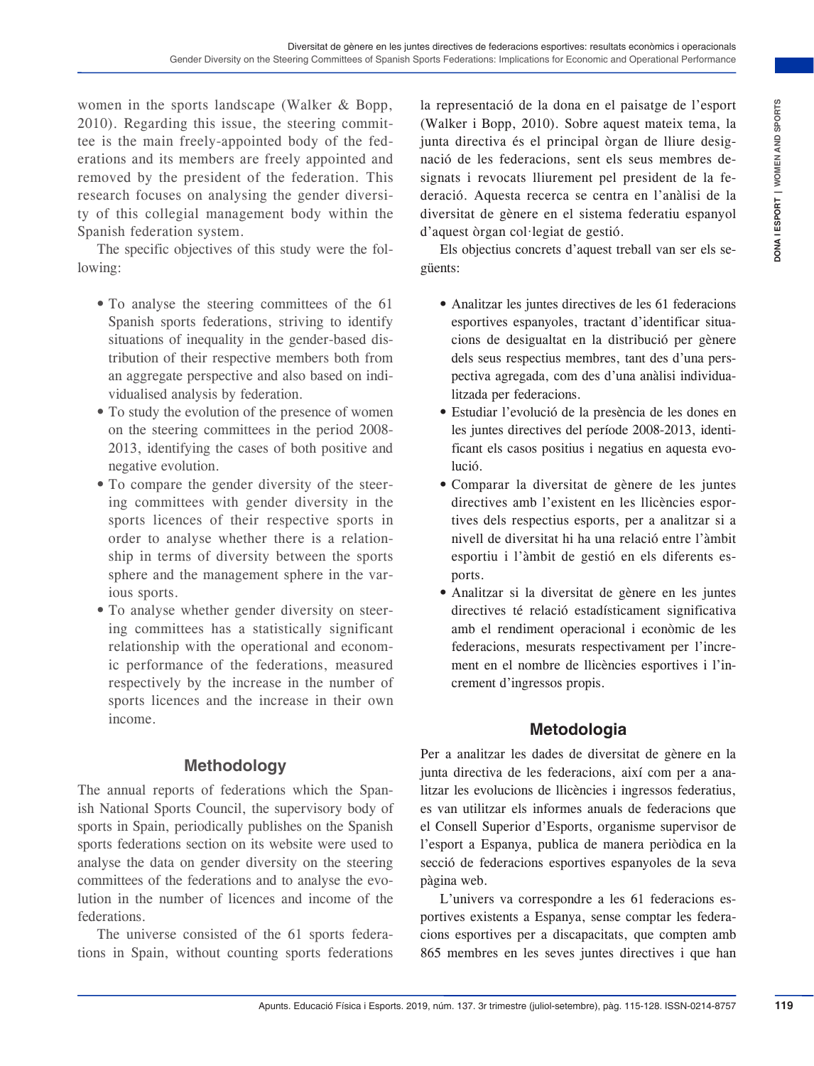women in the sports landscape (Walker & Bopp, 2010). Regarding this issue, the steering committee is the main freely-appointed body of the federations and its members are freely appointed and removed by the president of the federation. This research focuses on analysing the gender diversity of this collegial management body within the Spanish federation system.

The specific objectives of this study were the following:

- To analyse the steering committees of the 61 Spanish sports federations, striving to identify situations of inequality in the gender-based distribution of their respective members both from an aggregate perspective and also based on individualised analysis by federation.
- To study the evolution of the presence of women on the steering committees in the period 2008-2013, identifying the cases of both positive and negative evolution.
- To compare the gender diversity of the steering committees with gender diversity in the sports licences of their respective sports in order to analyse whether there is a relationship in terms of diversity between the sports sphere and the management sphere in the various sports.
- To analyse whether gender diversity on steering committees has a statistically significant relationship with the operational and economic performance of the federations, measured respectively by the increase in the number of sports licences and the increase in their own income.

## Methodology

The annual reports of federations which the Spanish National Sports Council, the supervisory body of sports in Spain, periodically publishes on the Spanish sports federations section on its website were used to analyse the data on gender diversity on the steering committees of the federations and to analyse the evolution in the number of licences and income of the federations.

The universe consisted of the 61 sports federations in Spain, without counting sports federations

la representació de la dona en el paisatge de l'esport (Walker i Bopp, 2010). Sobre aquest mateix tema, la junta directiva és el principal òrgan de lliure designació de les federacions, sent els seus membres designats i revocats lliurement pel president de la federació. Aquesta recerca se centra en l'anàlisi de la diversitat de gènere en el sistema federatiu espanyol d'aquest òrgan col·legiat de gestió.

Els objectius concrets d'aquest treball van ser els següents:

- Analitzar les juntes directives de les 61 federacions esportives espanyoles, tractant d'identificar situacions de desigualtat en la distribució per gènere dels seus respectius membres, tant des d'una perspectiva agregada, com des d'una anàlisi individualitzada per federacions.
- Estudiar l'evolució de la presència de les dones en les juntes directives del període 2008-2013, identificant els casos positius i negatius en aquesta evolució.
- Comparar la diversitat de gènere de les juntes directives amb l'existent en les llicències esportives dels respectius esports, per a analitzar si a nivell de diversitat hi ha una relació entre l'àmbit esportiu i l'àmbit de gestió en els diferents esports.
- Analitzar si la diversitat de gènere en les juntes directives té relació estadísticament significativa amb el rendiment operacional i econòmic de les federacions, mesurats respectivament per l'increment en el nombre de llicències esportives i l'increment d'ingressos propis.

## Metodologia

Per a analitzar les dades de diversitat de gènere en la junta directiva de les federacions, així com per a analitzar les evolucions de llicències i ingressos federatius, es van utilitzar els informes anuals de federacions que el Consell Superior d'Esports, organisme supervisor de l'esport a Espanya, publica de manera periòdica en la secció de federacions esportives espanyoles de la seva pàgina web.

L'univers va correspondre a les 61 federacions esportives existents a Espanya, sense comptar les federacions esportives per a discapacitats, que compten amb 865 membres en les seves juntes directives i que han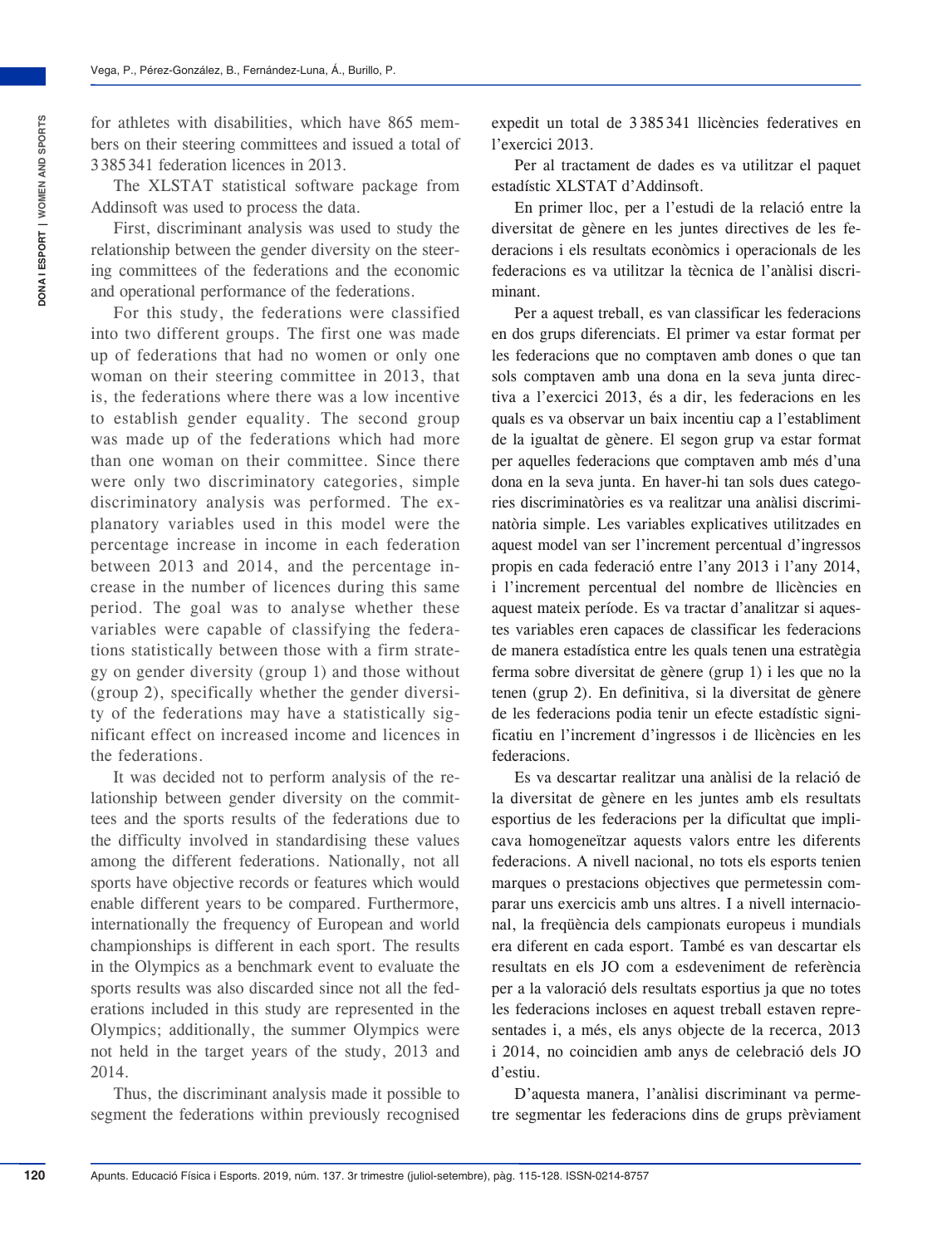for athletes with disabilities, which have 865 members on their steering committees and issued a total of 3 385 341 federation licences in 2013.

The XLSTAT statistical software package from Addinsoft was used to process the data.

First, discriminant analysis was used to study the relationship between the gender diversity on the steering committees of the federations and the economic and operational performance of the federations.

For this study, the federations were classified into two different groups. The first one was made up of federations that had no women or only one woman on their steering committee in 2013, that is, the federations where there was a low incentive to establish gender equality. The second group was made up of the federations which had more than one woman on their committee. Since there were only two discriminatory categories, simple discriminatory analysis was performed. The explanatory variables used in this model were the percentage increase in income in each federation between 2013 and 2014, and the percentage increase in the number of licences during this same period. The goal was to analyse whether these variables were capable of classifying the federations statistically between those with a firm strategy on gender diversity (group 1) and those without (group 2), specifically whether the gender diversity of the federations may have a statistically significant effect on increased income and licences in the federations.

It was decided not to perform analysis of the relationship between gender diversity on the committees and the sports results of the federations due to the difficulty involved in standardising these values among the different federations. Nationally, not all sports have objective records or features which would enable different years to be compared. Furthermore, internationally the frequency of European and world championships is different in each sport. The results in the Olympics as a benchmark event to evaluate the sports results was also discarded since not all the federations included in this study are represented in the Olympics; additionally, the summer Olympics were not held in the target years of the study, 2013 and 2014.

Thus, the discriminant analysis made it possible to segment the federations within previously recognised

expedit un total de 3 385 341 llicències federatives en l'exercici 2013.

Per al tractament de dades es va utilitzar el paquet estadístic XLSTAT d'Addinsoft.

En primer lloc, per a l'estudi de la relació entre la diversitat de gènere en les juntes directives de les federacions i els resultats econòmics i operacionals de les federacions es va utilitzar la tècnica de l'anàlisi discriminant.

Per a aquest treball, es van classificar les federacions en dos grups diferenciats. El primer va estar format per les federacions que no comptaven amb dones o que tan sols comptaven amb una dona en la seva junta directiva a l'exercici 2013, és a dir, les federacions en les quals es va observar un baix incentiu cap a l'establiment de la igualtat de gènere. El segon grup va estar format per aquelles federacions que comptaven amb més d'una dona en la seva junta. En haver-hi tan sols dues categories discriminatòries es va realitzar una anàlisi discriminatòria simple. Les variables explicatives utilitzades en aquest model van ser l'increment percentual d'ingressos propis en cada federació entre l'any 2013 i l'any 2014, i l'increment percentual del nombre de llicències en aquest mateix període. Es va tractar d'analitzar si aquestes variables eren capaces de classificar les federacions de manera estadística entre les quals tenen una estratègia ferma sobre diversitat de gènere (grup 1) i les que no la tenen (grup 2). En definitiva, si la diversitat de gènere de les federacions podia tenir un efecte estadístic significatiu en l'increment d'ingressos i de llicències en les federacions.

Es va descartar realitzar una anàlisi de la relació de la diversitat de gènere en les juntes amb els resultats esportius de les federacions per la dificultat que implicava homogeneïtzar aquests valors entre les diferents federacions. A nivell nacional, no tots els esports tenien marques o prestacions objectives que permetessin comparar uns exercicis amb uns altres. I a nivell internacional, la freqüència dels campionats europeus i mundials era diferent en cada esport. També es van descartar els resultats en els JO com a esdeveniment de referència per a la valoració dels resultats esportius ja que no totes les federacions incloses en aquest treball estaven representades i, a més, els anys objecte de la recerca, 2013 i 2014, no coincidien amb anys de celebració dels JO d'estiu.

D'aquesta manera, l'anàlisi discriminant va permetre segmentar les federacions dins de grups prèviament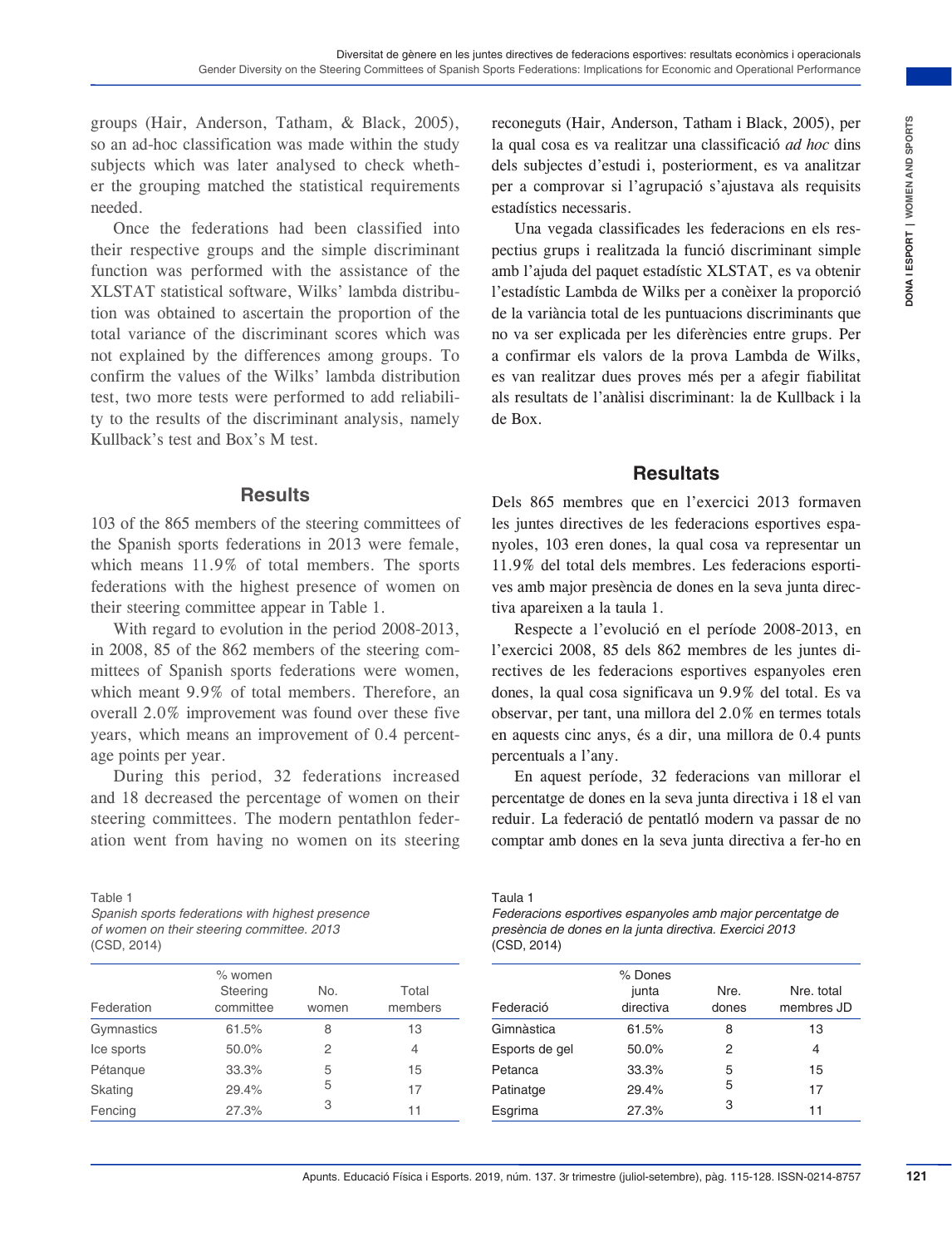groups (Hair, Anderson, Tatham, & Black, 2005), so an ad-hoc classification was made within the study subjects which was later analysed to check whether the grouping matched the statistical requirements needed.

Once the federations had been classified into their respective groups and the simple discriminant function was performed with the assistance of the XLSTAT statistical software, Wilks' lambda distribution was obtained to ascertain the proportion of the total variance of the discriminant scores which was not explained by the differences among groups. To confirm the values of the Wilks' lambda distribution test, two more tests were performed to add reliability to the results of the discriminant analysis, namely Kullback's test and Box's M test.

## Results

103 of the 865 members of the steering committees of the Spanish sports federations in 2013 were female, which means 11.9% of total members. The sports federations with the highest presence of women on their steering committee appear in Table 1.

With regard to evolution in the period 2008-2013, in 2008, 85 of the 862 members of the steering committees of Spanish sports federations were women, which meant 9.9% of total members. Therefore, an overall 2.0% improvement was found over these five years, which means an improvement of 0.4 percentage points per year.

During this period, 32 federations increased and 18 decreased the percentage of women on their steering committees. The modern pentathlon federation went from having no women on its steering

Table 1
*Spanish sports federations with highest presence of women on their steering committee. 2013*
(CSD, 2014)

| Federation | % women Steering committee | No. women | Total members |
|---|---|---|---|
| Gymnastics | 61.5% | 8 | 13 |
| Ice sports | 50.0% | 2 | 4 |
| Pétanque | 33.3% | 5 | 15 |
| Skating | 29.4% | 5 | 17 |
| Fencing | 27.3% | 3 | 11 |

reconeguts (Hair, Anderson, Tatham i Black, 2005), per la qual cosa es va realitzar una classificació *ad hoc* dins dels subjectes d'estudi i, posteriorment, es va analitzar per a comprovar si l'agrupació s'ajustava als requisits estadístics necessaris.

Una vegada classificades les federacions en els respectius grups i realitzada la funció discriminant simple amb l'ajuda del paquet estadístic XLSTAT, es va obtenir l'estadístic Lambda de Wilks per a conèixer la proporció de la variància total de les puntuacions discriminants que no va ser explicada per les diferències entre grups. Per a confirmar els valors de la prova Lambda de Wilks, es van realitzar dues proves més per a afegir fiabilitat als resultats de l'anàlisi discriminant: la de Kullback i la de Box.

## Resultats

Dels 865 membres que en l'exercici 2013 formaven les juntes directives de les federacions esportives espanyoles, 103 eren dones, la qual cosa va representar un 11.9% del total dels membres. Les federacions esportives amb major presència de dones en la seva junta directiva apareixen a la taula 1.

Respecte a l'evolució en el període 2008-2013, en l'exercici 2008, 85 dels 862 membres de les juntes directives de les federacions esportives espanyoles eren dones, la qual cosa significava un 9.9% del total. Es va observar, per tant, una millora del 2.0% en termes totals en aquests cinc anys, és a dir, una millora de 0.4 punts percentuals a l'any.

En aquest període, 32 federacions van millorar el percentatge de dones en la seva junta directiva i 18 el van reduir. La federació de pentatló modern va passar de no comptar amb dones en la seva junta directiva a fer-ho en

Taula 1
*Federacions esportives espanyoles amb major percentatge de presència de dones en la junta directiva. Exercici 2013*
(CSD, 2014)

| Federació | % Dones junta directiva | Nre. dones | Nre. total membres JD |
|---|---|---|---|
| Gimnàstica | 61.5% | 8 | 13 |
| Esports de gel | 50.0% | 2 | 4 |
| Petanca | 33.3% | 5 | 15 |
| Patinatge | 29.4% | 5 | 17 |
| Esgrima | 27.3% | 3 | 11 |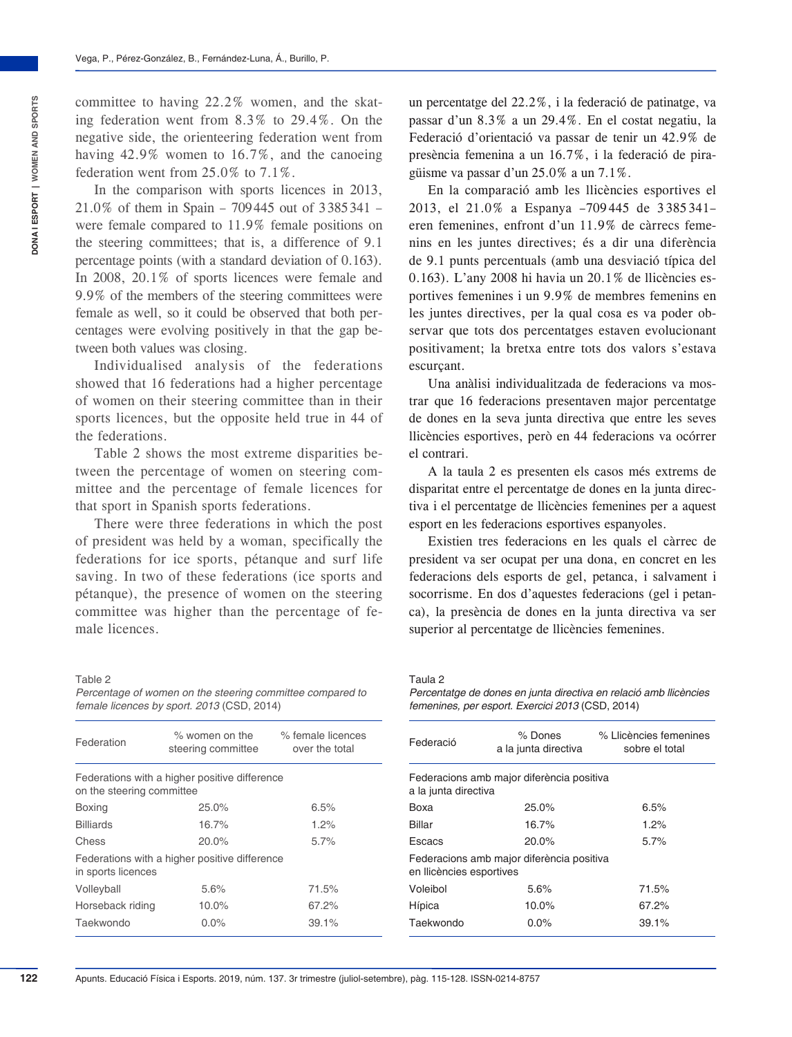committee to having 22.2% women, and the skating federation went from 8.3% to 29.4%. On the negative side, the orienteering federation went from having 42.9% women to 16.7%, and the canoeing federation went from 25.0% to 7.1%.

In the comparison with sports licences in 2013, 21.0% of them in Spain – 709 445 out of 3 385 341 – were female compared to 11.9% female positions on the steering committees; that is, a difference of 9.1 percentage points (with a standard deviation of 0.163). In 2008, 20.1% of sports licences were female and 9.9% of the members of the steering committees were female as well, so it could be observed that both percentages were evolving positively in that the gap between both values was closing.

Individualised analysis of the federations showed that 16 federations had a higher percentage of women on their steering committee than in their sports licences, but the opposite held true in 44 of the federations.

Table 2 shows the most extreme disparities between the percentage of women on steering committee and the percentage of female licences for that sport in Spanish sports federations.

There were three federations in which the post of president was held by a woman, specifically the federations for ice sports, pétanque and surf life saving. In two of these federations (ice sports and pétanque), the presence of women on the steering committee was higher than the percentage of female licences.

Table 2
*Percentage of women on the steering committee compared to female licences by sport. 2013* (CSD, 2014)

| Federation | % women on the steering committee | % female licences over the total |
|---|---|---|
| Federations with a higher positive difference on the steering committee | | |
| Boxing | 25.0% | 6.5% |
| Billiards | 16.7% | 1.2% |
| Chess | 20.0% | 5.7% |
| Federations with a higher positive difference in sports licences | | |
| Volleyball | 5.6% | 71.5% |
| Horseback riding | 10.0% | 67.2% |
| Taekwondo | 0.0% | 39.1% |

un percentatge del 22.2%, i la federació de patinatge, va passar d'un 8.3% a un 29.4%. En el costat negatiu, la Federació d'orientació va passar de tenir un 42.9% de presència femenina a un 16.7%, i la federació de piragüisme va passar d'un 25.0% a un 7.1%.

En la comparació amb les llicències esportives el 2013, el 21.0% a Espanya –709 445 de 3 385 341– eren femenines, enfront d'un 11.9% de càrrecs femenins en les juntes directives; és a dir una diferència de 9.1 punts percentuals (amb una desviació típica del 0.163). L'any 2008 hi havia un 20.1% de llicències esportives femenines i un 9.9% de membres femenins en les juntes directives, per la qual cosa es va poder observar que tots dos percentatges estaven evolucionant positivament; la bretxa entre tots dos valors s'estava escurçant.

Una anàlisi individualitzada de federacions va mostrar que 16 federacions presentaven major percentatge de dones en la seva junta directiva que entre les seves llicències esportives, però en 44 federacions va ocórrer el contrari.

A la taula 2 es presenten els casos més extrems de disparitat entre el percentatge de dones en la junta directiva i el percentatge de llicències femenines per a aquest esport en les federacions esportives espanyoles.

Existien tres federacions en les quals el càrrec de president va ser ocupat per una dona, en concret en les federacions dels esports de gel, petanca, i salvament i socorrisme. En dos d'aquestes federacions (gel i petanca), la presència de dones en la junta directiva va ser superior al percentatge de llicències femenines.

Taula 2
*Percentatge de dones en junta directiva en relació amb llicències femenines, per esport. Exercici 2013* (CSD, 2014)

| Federació | % Dones a la junta directiva | % Llicències femenines sobre el total |
|---|---|---|
| Federacions amb major diferència positiva a la junta directiva | | |
| Boxa | 25.0% | 6.5% |
| Billar | 16.7% | 1.2% |
| Escacs | 20.0% | 5.7% |
| Federacions amb major diferència positiva en llicències esportives | | |
| Voleibol | 5.6% | 71.5% |
| Hípica | 10.0% | 67.2% |
| Taekwondo | 0.0% | 39.1% |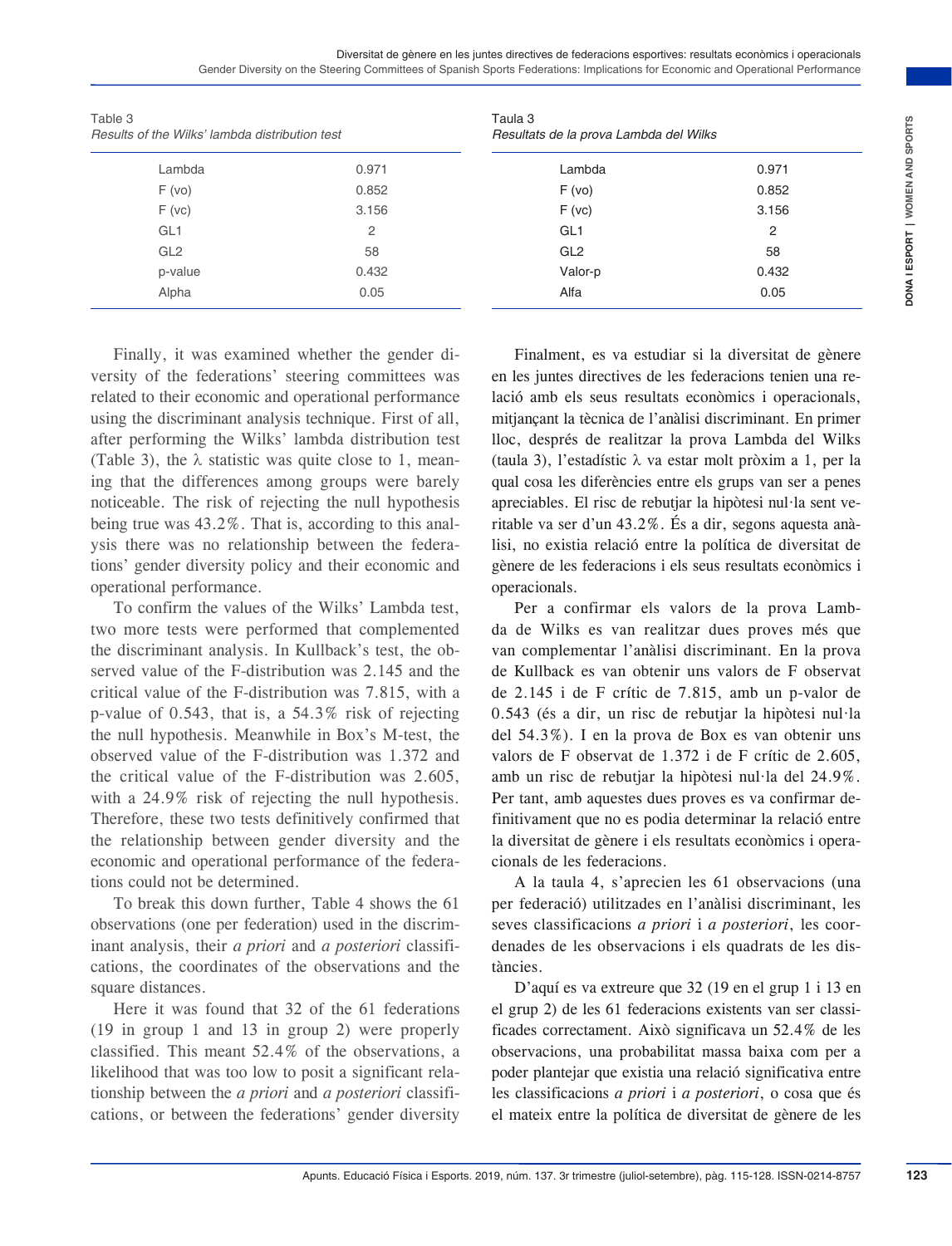Table 3
*Results of the Wilks' lambda distribution test*

| | |
|---|---|
| Lambda | 0.971 |
| F (vo) | 0.852 |
| F (vc) | 3.156 |
| GL1 | 2 |
| GL2 | 58 |
| p-value | 0.432 |
| Alpha | 0.05 |

Finally, it was examined whether the gender diversity of the federations' steering committees was related to their economic and operational performance using the discriminant analysis technique. First of all, after performing the Wilks' lambda distribution test (Table 3), the λ statistic was quite close to 1, meaning that the differences among groups were barely noticeable. The risk of rejecting the null hypothesis being true was 43.2%. That is, according to this analysis there was no relationship between the federations' gender diversity policy and their economic and operational performance.

To confirm the values of the Wilks' Lambda test, two more tests were performed that complemented the discriminant analysis. In Kullback's test, the observed value of the F-distribution was 2.145 and the critical value of the F-distribution was 7.815, with a p-value of 0.543, that is, a 54.3% risk of rejecting the null hypothesis. Meanwhile in Box's M-test, the observed value of the F-distribution was 1.372 and the critical value of the F-distribution was 2.605, with a 24.9% risk of rejecting the null hypothesis. Therefore, these two tests definitively confirmed that the relationship between gender diversity and the economic and operational performance of the federations could not be determined.

To break this down further, Table 4 shows the 61 observations (one per federation) used in the discriminant analysis, their *a priori* and *a posteriori* classifications, the coordinates of the observations and the square distances.

Here it was found that 32 of the 61 federations (19 in group 1 and 13 in group 2) were properly classified. This meant 52.4% of the observations, a likelihood that was too low to posit a significant relationship between the *a priori* and *a posteriori* classifications, or between the federations' gender diversity

Taula 3
*Resultats de la prova Lambda del Wilks*

| | |
|---|---|
| Lambda | 0.971 |
| F (vo) | 0.852 |
| F (vc) | 3.156 |
| GL1 | 2 |
| GL2 | 58 |
| Valor-p | 0.432 |
| Alfa | 0.05 |

Finalment, es va estudiar si la diversitat de gènere en les juntes directives de les federacions tenien una relació amb els seus resultats econòmics i operacionals, mitjançant la tècnica de l'anàlisi discriminant. En primer lloc, després de realitzar la prova Lambda del Wilks (taula 3), l'estadístic λ va estar molt pròxim a 1, per la qual cosa les diferències entre els grups van ser a penes apreciables. El risc de rebutjar la hipòtesi nul·la sent veritable va ser d'un 43.2%. És a dir, segons aquesta anàlisi, no existia relació entre la política de diversitat de gènere de les federacions i els seus resultats econòmics i operacionals.

Per a confirmar els valors de la prova Lambda de Wilks es van realitzar dues proves més que van complementar l'anàlisi discriminant. En la prova de Kullback es van obtenir uns valors de F observat de 2.145 i de F crític de 7.815, amb un p-valor de 0.543 (és a dir, un risc de rebutjar la hipòtesi nul·la del 54.3%). I en la prova de Box es van obtenir uns valors de F observat de 1.372 i de F crític de 2.605, amb un risc de rebutjar la hipòtesi nul·la del 24.9%. Per tant, amb aquestes dues proves es va confirmar definitivament que no es podia determinar la relació entre la diversitat de gènere i els resultats econòmics i operacionals de les federacions.

A la taula 4, s'aprecien les 61 observacions (una per federació) utilitzades en l'anàlisi discriminant, les seves classificacions *a priori* i *a posteriori*, les coordenades de les observacions i els quadrats de les distàncies.

D'aquí es va extreure que 32 (19 en el grup 1 i 13 en el grup 2) de les 61 federacions existents van ser classificades correctament. Això significava un 52.4% de les observacions, una probabilitat massa baixa com per a poder plantejar que existia una relació significativa entre les classificacions *a priori* i *a posteriori*, o cosa que és el mateix entre la política de diversitat de gènere de les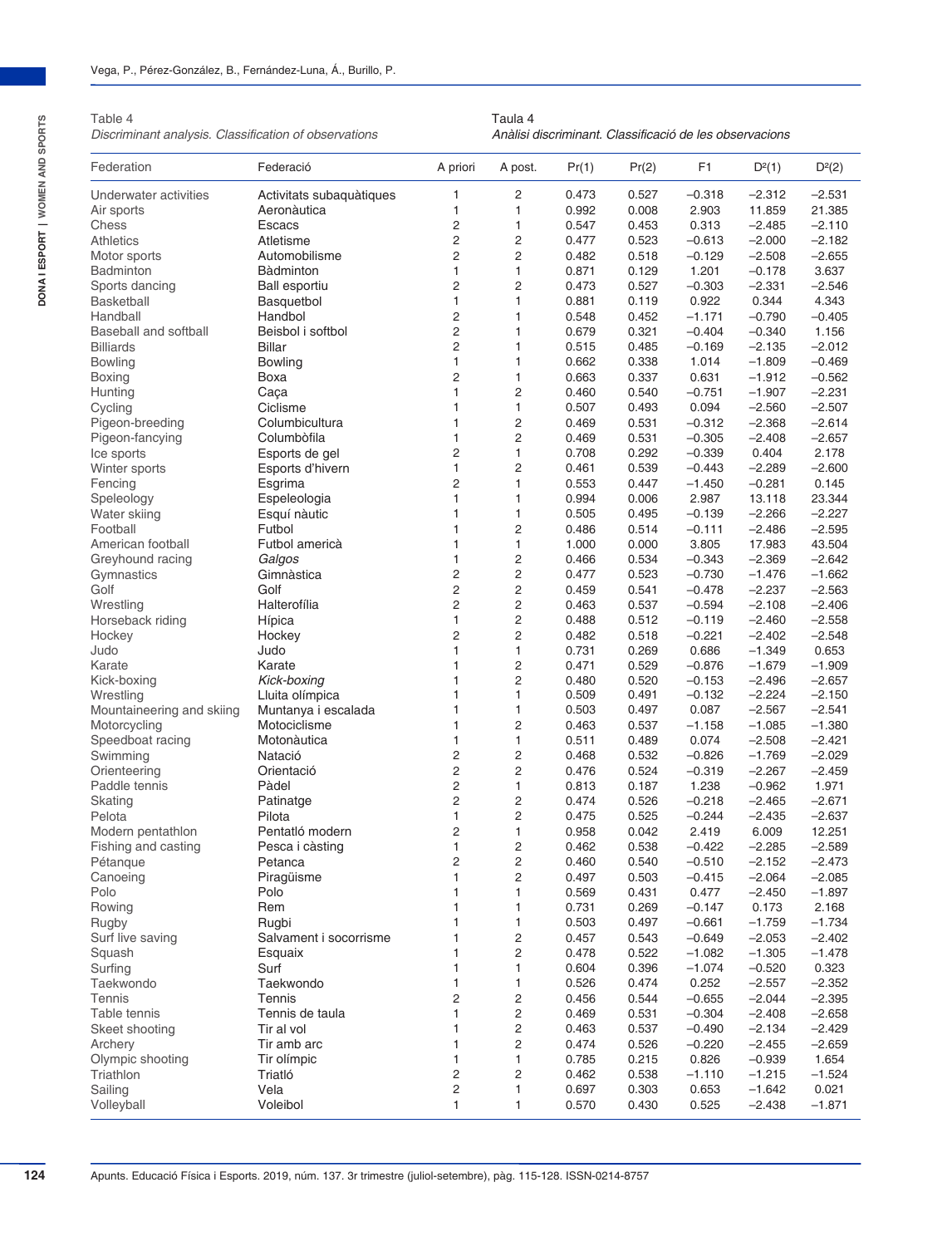Table 4
*Discriminant analysis. Classification of observations*

Taula 4
*Anàlisi discriminant. Classificació de les observacions*

| Federation | Federació | A priori | A post. | Pr(1) | Pr(2) | F1 | D²(1) | D²(2) |
|---|---|---|---|---|---|---|---|---|
| Underwater activities | Activitats subaquàtiques | 1 | 2 | 0.473 | 0.527 | −0.318 | −2.312 | −2.531 |
| Air sports | Aeronàutica | 1 | 1 | 0.992 | 0.008 | 2.903 | 11.859 | 21.385 |
| Chess | Escacs | 2 | 1 | 0.547 | 0.453 | 0.313 | −2.485 | −2.110 |
| Athletics | Atletisme | 2 | 2 | 0.477 | 0.523 | −0.613 | −2.000 | −2.182 |
| Motor sports | Automobilisme | 2 | 2 | 0.482 | 0.518 | −0.129 | −2.508 | −2.655 |
| Badminton | Bàdminton | 1 | 1 | 0.871 | 0.129 | 1.201 | −0.178 | 3.637 |
| Sports dancing | Ball esportiu | 2 | 2 | 0.473 | 0.527 | −0.303 | −2.331 | −2.546 |
| Basketball | Basquetbol | 1 | 1 | 0.881 | 0.119 | 0.922 | 0.344 | 4.343 |
| Handball | Handbol | 2 | 1 | 0.548 | 0.452 | −1.171 | −0.790 | −0.405 |
| Baseball and softball | Beisbol i softbol | 2 | 1 | 0.679 | 0.321 | −0.404 | −0.340 | 1.156 |
| Billiards | Billar | 2 | 1 | 0.515 | 0.485 | −0.169 | −2.135 | −2.012 |
| Bowling | Bowling | 1 | 1 | 0.662 | 0.338 | 1.014 | −1.809 | −0.469 |
| Boxing | Boxa | 2 | 1 | 0.663 | 0.337 | 0.631 | −1.912 | −0.562 |
| Hunting | Caça | 1 | 2 | 0.460 | 0.540 | −0.751 | −1.907 | −2.231 |
| Cycling | Ciclisme | 1 | 1 | 0.507 | 0.493 | 0.094 | −2.560 | −2.507 |
| Pigeon-breeding | Columbicultura | 1 | 2 | 0.469 | 0.531 | −0.312 | −2.368 | −2.614 |
| Pigeon-fancying | Columbòfila | 1 | 2 | 0.469 | 0.531 | −0.305 | −2.408 | −2.657 |
| Ice sports | Esports de gel | 2 | 1 | 0.708 | 0.292 | −0.339 | 0.404 | 2.178 |
| Winter sports | Esports d'hivern | 1 | 2 | 0.461 | 0.539 | −0.443 | −2.289 | −2.600 |
| Fencing | Esgrima | 2 | 1 | 0.553 | 0.447 | −1.450 | −0.281 | 0.145 |
| Speleology | Espeleologia | 1 | 1 | 0.994 | 0.006 | 2.987 | 13.118 | 23.344 |
| Water skiing | Esquí nàutic | 1 | 1 | 0.505 | 0.495 | −0.139 | −2.266 | −2.227 |
| Football | Futbol | 1 | 2 | 0.486 | 0.514 | −0.111 | −2.486 | −2.595 |
| American football | Futbol americà | 1 | 1 | 1.000 | 0.000 | 3.805 | 17.983 | 43.504 |
| Greyhound racing | *Galgos* | 1 | 2 | 0.466 | 0.534 | −0.343 | −2.369 | −2.642 |
| Gymnastics | Gimnàstica | 2 | 2 | 0.477 | 0.523 | −0.730 | −1.476 | −1.662 |
| Golf | Golf | 2 | 2 | 0.459 | 0.541 | −0.478 | −2.237 | −2.563 |
| Wrestling | Halterofília | 2 | 2 | 0.463 | 0.537 | −0.594 | −2.108 | −2.406 |
| Horseback riding | Hípica | 1 | 2 | 0.488 | 0.512 | −0.119 | −2.460 | −2.558 |
| Hockey | Hockey | 2 | 2 | 0.482 | 0.518 | −0.221 | −2.402 | −2.548 |
| Judo | Judo | 1 | 1 | 0.731 | 0.269 | 0.686 | −1.349 | 0.653 |
| Karate | Karate | 1 | 2 | 0.471 | 0.529 | −0.876 | −1.679 | −1.909 |
| Kick-boxing | *Kick-boxing* | 1 | 2 | 0.480 | 0.520 | −0.153 | −2.496 | −2.657 |
| Wrestling | Lluita olímpica | 1 | 1 | 0.509 | 0.491 | −0.132 | −2.224 | −2.150 |
| Mountaineering and skiing | Muntanya i escalada | 1 | 1 | 0.503 | 0.497 | 0.087 | −2.567 | −2.541 |
| Motorcycling | Motociclisme | 1 | 2 | 0.463 | 0.537 | −1.158 | −1.085 | −1.380 |
| Speedboat racing | Motonàutica | 1 | 1 | 0.511 | 0.489 | 0.074 | −2.508 | −2.421 |
| Swimming | Natació | 2 | 2 | 0.468 | 0.532 | −0.826 | −1.769 | −2.029 |
| Orienteering | Orientació | 2 | 2 | 0.476 | 0.524 | −0.319 | −2.267 | −2.459 |
| Paddle tennis | Pàdel | 2 | 1 | 0.813 | 0.187 | 1.238 | −0.962 | 1.971 |
| Skating | Patinatge | 2 | 2 | 0.474 | 0.526 | −0.218 | −2.465 | −2.671 |
| Pelota | Pilota | 1 | 2 | 0.475 | 0.525 | −0.244 | −2.435 | −2.637 |
| Modern pentathlon | Pentatló modern | 2 | 1 | 0.958 | 0.042 | 2.419 | 6.009 | 12.251 |
| Fishing and casting | Pesca i càsting | 1 | 2 | 0.462 | 0.538 | −0.422 | −2.285 | −2.589 |
| Pétanque | Petanca | 2 | 2 | 0.460 | 0.540 | −0.510 | −2.152 | −2.473 |
| Canoeing | Piragüisme | 1 | 2 | 0.497 | 0.503 | −0.415 | −2.064 | −2.085 |
| Polo | Polo | 1 | 1 | 0.569 | 0.431 | 0.477 | −2.450 | −1.897 |
| Rowing | Rem | 1 | 1 | 0.731 | 0.269 | −0.147 | 0.173 | 2.168 |
| Rugby | Rugbi | 1 | 1 | 0.503 | 0.497 | −0.661 | −1.759 | −1.734 |
| Surf live saving | Salvament i socorrisme | 1 | 2 | 0.457 | 0.543 | −0.649 | −2.053 | −2.402 |
| Squash | Esquaix | 1 | 2 | 0.478 | 0.522 | −1.082 | −1.305 | −1.478 |
| Surfing | Surf | 1 | 1 | 0.604 | 0.396 | −1.074 | −0.520 | 0.323 |
| Taekwondo | Taekwondo | 1 | 1 | 0.526 | 0.474 | 0.252 | −2.557 | −2.352 |
| Tennis | Tennis | 2 | 2 | 0.456 | 0.544 | −0.655 | −2.044 | −2.395 |
| Table tennis | Tennis de taula | 1 | 2 | 0.469 | 0.531 | −0.304 | −2.408 | −2.658 |
| Skeet shooting | Tir al vol | 1 | 2 | 0.463 | 0.537 | −0.490 | −2.134 | −2.429 |
| Archery | Tir amb arc | 1 | 2 | 0.474 | 0.526 | −0.220 | −2.455 | −2.659 |
| Olympic shooting | Tir olímpic | 1 | 1 | 0.785 | 0.215 | 0.826 | −0.939 | 1.654 |
| Triathlon | Triatló | 2 | 2 | 0.462 | 0.538 | −1.110 | −1.215 | −1.524 |
| Sailing | Vela | 2 | 1 | 0.697 | 0.303 | 0.653 | −1.642 | 0.021 |
| Volleyball | Voleibol | 1 | 1 | 0.570 | 0.430 | 0.525 | −2.438 | −1.871 |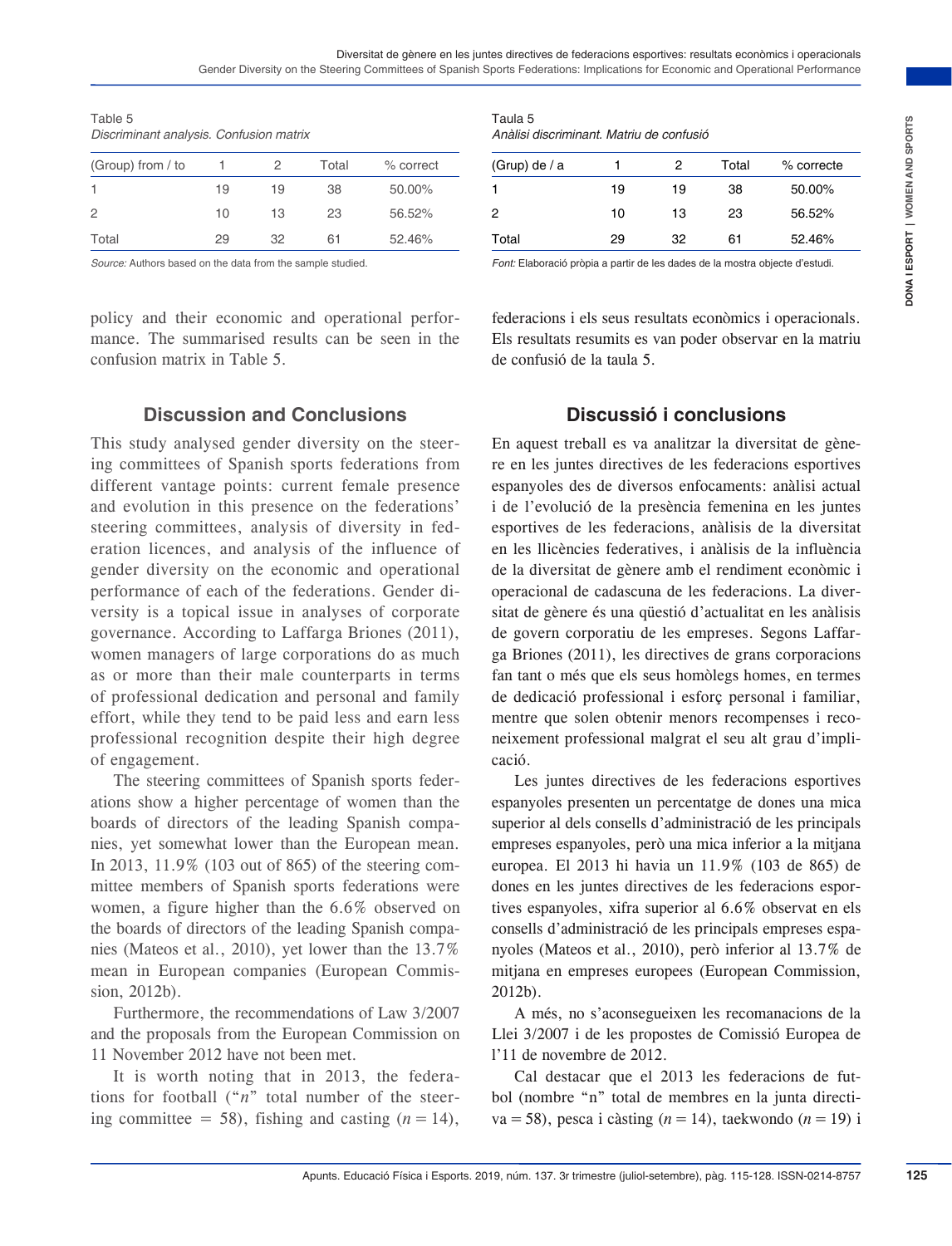Table 5
*Discriminant analysis. Confusion matrix*

| (Group) from / to | 1 | 2 | Total | % correct |
|---|---|---|---|---|
| 1 | 19 | 19 | 38 | 50.00% |
| 2 | 10 | 13 | 23 | 56.52% |
| Total | 29 | 32 | 61 | 52.46% |

*Source:* Authors based on the data from the sample studied.

policy and their economic and operational performance. The summarised results can be seen in the confusion matrix in Table 5.

## Discussion and Conclusions

This study analysed gender diversity on the steering committees of Spanish sports federations from different vantage points: current female presence and evolution in this presence on the federations' steering committees, analysis of diversity in federation licences, and analysis of the influence of gender diversity on the economic and operational performance of each of the federations. Gender diversity is a topical issue in analyses of corporate governance. According to Laffarga Briones (2011), women managers of large corporations do as much as or more than their male counterparts in terms of professional dedication and personal and family effort, while they tend to be paid less and earn less professional recognition despite their high degree of engagement.

The steering committees of Spanish sports federations show a higher percentage of women than the boards of directors of the leading Spanish companies, yet somewhat lower than the European mean. In 2013, 11.9% (103 out of 865) of the steering committee members of Spanish sports federations were women, a figure higher than the 6.6% observed on the boards of directors of the leading Spanish companies (Mateos et al., 2010), yet lower than the 13.7% mean in European companies (European Commission, 2012b).

Furthermore, the recommendations of Law 3/2007 and the proposals from the European Commission on 11 November 2012 have not been met.

It is worth noting that in 2013, the federations for football ("*n*" total number of the steering committee = 58), fishing and casting ($n = 14$),

Taula 5
*Anàlisi discriminant. Matriu de confusió*

| (Grup) de / a | 1 | 2 | Total | % correcte |
|---|---|---|---|---|
| 1 | 19 | 19 | 38 | 50.00% |
| 2 | 10 | 13 | 23 | 56.52% |
| Total | 29 | 32 | 61 | 52.46% |

*Font:* Elaboració pròpia a partir de les dades de la mostra objecte d'estudi.

federacions i els seus resultats econòmics i operacionals. Els resultats resumits es van poder observar en la matriu de confusió de la taula 5.

## Discussió i conclusions

En aquest treball es va analitzar la diversitat de gènere en les juntes directives de les federacions esportives espanyoles des de diversos enfocaments: anàlisi actual i de l'evolució de la presència femenina en les juntes esportives de les federacions, anàlisis de la diversitat en les llicències federatives, i anàlisis de la influència de la diversitat de gènere amb el rendiment econòmic i operacional de cadascuna de les federacions. La diversitat de gènere és una qüestió d'actualitat en les anàlisis de govern corporatiu de les empreses. Segons Laffarga Briones (2011), les directives de grans corporacions fan tant o més que els seus homòlegs homes, en termes de dedicació professional i esforç personal i familiar, mentre que solen obtenir menors recompenses i reconeixement professional malgrat el seu alt grau d'implicació.

Les juntes directives de les federacions esportives espanyoles presenten un percentatge de dones una mica superior al dels consells d'administració de les principals empreses espanyoles, però una mica inferior a la mitjana europea. El 2013 hi havia un 11.9% (103 de 865) de dones en les juntes directives de les federacions esportives espanyoles, xifra superior al 6.6% observat en els consells d'administració de les principals empreses espanyoles (Mateos et al., 2010), però inferior al 13.7% de mitjana en empreses europees (European Commission, 2012b).

A més, no s'aconsegueixen les recomanacions de la Llei 3/2007 i de les propostes de Comissió Europea de l'11 de novembre de 2012.

Cal destacar que el 2013 les federacions de futbol (nombre "n" total de membres en la junta directiva = 58), pesca i càsting ($n = 14$), taekwondo ($n = 19$) i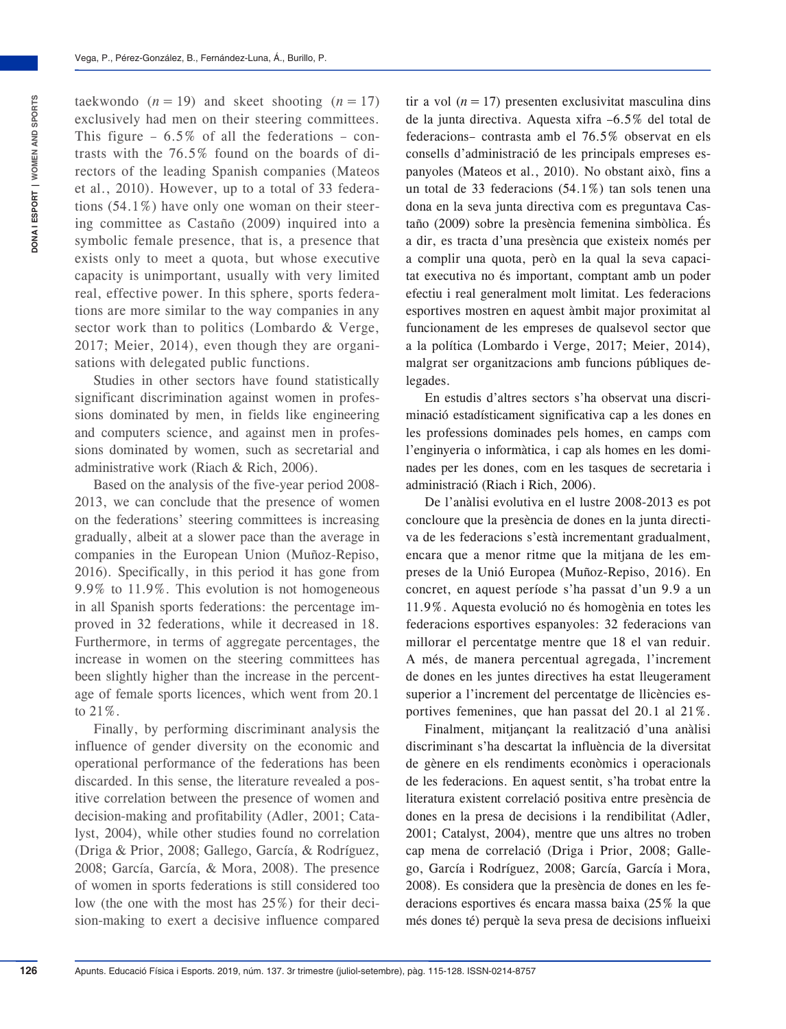taekwondo ($n = 19$) and skeet shooting ($n = 17$) exclusively had men on their steering committees. This figure – 6.5% of all the federations – contrasts with the 76.5% found on the boards of directors of the leading Spanish companies (Mateos et al., 2010). However, up to a total of 33 federations (54.1%) have only one woman on their steering committee as Castaño (2009) inquired into a symbolic female presence, that is, a presence that exists only to meet a quota, but whose executive capacity is unimportant, usually with very limited real, effective power. In this sphere, sports federations are more similar to the way companies in any sector work than to politics (Lombardo & Verge, 2017; Meier, 2014), even though they are organisations with delegated public functions.

Studies in other sectors have found statistically significant discrimination against women in professions dominated by men, in fields like engineering and computers science, and against men in professions dominated by women, such as secretarial and administrative work (Riach & Rich, 2006).

Based on the analysis of the five-year period 2008-2013, we can conclude that the presence of women on the federations' steering committees is increasing gradually, albeit at a slower pace than the average in companies in the European Union (Muñoz-Repiso, 2016). Specifically, in this period it has gone from 9.9% to 11.9%. This evolution is not homogeneous in all Spanish sports federations: the percentage improved in 32 federations, while it decreased in 18. Furthermore, in terms of aggregate percentages, the increase in women on the steering committees has been slightly higher than the increase in the percentage of female sports licences, which went from 20.1 to 21%.

Finally, by performing discriminant analysis the influence of gender diversity on the economic and operational performance of the federations has been discarded. In this sense, the literature revealed a positive correlation between the presence of women and decision-making and profitability (Adler, 2001; Catalyst, 2004), while other studies found no correlation (Driga & Prior, 2008; Gallego, García, & Rodríguez, 2008; García, García, & Mora, 2008). The presence of women in sports federations is still considered too low (the one with the most has 25%) for their decision-making to exert a decisive influence compared

tir a vol ($n = 17$) presenten exclusivitat masculina dins de la junta directiva. Aquesta xifra –6.5% del total de federacions– contrasta amb el 76.5% observat en els consells d'administració de les principals empreses espanyoles (Mateos et al., 2010). No obstant això, fins a un total de 33 federacions (54.1%) tan sols tenen una dona en la seva junta directiva com es preguntava Castaño (2009) sobre la presència femenina simbòlica. És a dir, es tracta d'una presència que existeix només per a complir una quota, però en la qual la seva capacitat executiva no és important, comptant amb un poder efectiu i real generalment molt limitat. Les federacions esportives mostren en aquest àmbit major proximitat al funcionament de les empreses de qualsevol sector que a la política (Lombardo i Verge, 2017; Meier, 2014), malgrat ser organitzacions amb funcions públiques delegades.

En estudis d'altres sectors s'ha observat una discriminació estadísticament significativa cap a les dones en les professions dominades pels homes, en camps com l'enginyeria o informàtica, i cap als homes en les dominades per les dones, com en les tasques de secretaria i administració (Riach i Rich, 2006).

De l'anàlisi evolutiva en el lustre 2008-2013 es pot concloure que la presència de dones en la junta directiva de les federacions s'està incrementant gradualment, encara que a menor ritme que la mitjana de les empreses de la Unió Europea (Muñoz-Repiso, 2016). En concret, en aquest període s'ha passat d'un 9.9 a un 11.9%. Aquesta evolució no és homogènia en totes les federacions esportives espanyoles: 32 federacions van millorar el percentatge mentre que 18 el van reduir. A més, de manera percentual agregada, l'increment de dones en les juntes directives ha estat lleugerament superior a l'increment del percentatge de llicències esportives femenines, que han passat del 20.1 al 21%.

Finalment, mitjançant la realització d'una anàlisi discriminant s'ha descartat la influència de la diversitat de gènere en els rendiments econòmics i operacionals de les federacions. En aquest sentit, s'ha trobat entre la literatura existent correlació positiva entre presència de dones en la presa de decisions i la rendibilitat (Adler, 2001; Catalyst, 2004), mentre que uns altres no troben cap mena de correlació (Driga i Prior, 2008; Gallego, García i Rodríguez, 2008; García, García i Mora, 2008). Es considera que la presència de dones en les federacions esportives és encara massa baixa (25% la que més dones té) perquè la seva presa de decisions influeixi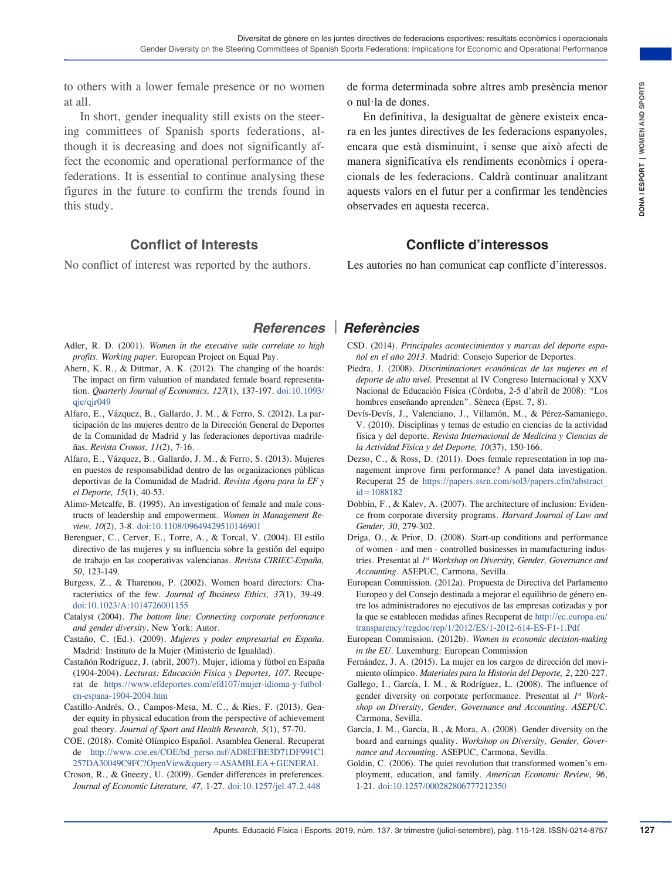to others with a lower female presence or no women at all.

In short, gender inequality still exists on the steering committees of Spanish sports federations, although it is decreasing and does not significantly affect the economic and operational performance of the federations. It is essential to continue analysing these figures in the future to confirm the trends found in this study.

de forma determinada sobre altres amb presència menor o nul·la de dones.

En definitiva, la desigualtat de gènere existeix encara en les juntes directives de les federacions espanyoles, encara que està disminuint, i sense que això afecti de manera significativa els rendiments econòmics i operacionals de les federacions. Caldrà continuar analitzant aquests valors en el futur per a confirmar les tendències observades en aquesta recerca.

## Conflict of Interests

No conflict of interest was reported by the authors.

## Conflicte d'interessos

Les autories no han comunicat cap conflicte d'interessos.

## References | Referències

Adler, R. D. (2001). *Women in the executive suite correlate to high profits. Working paper*. European Project on Equal Pay.

Ahern, K. R., & Dittmar, A. K. (2012). The changing of the boards: The impact on firm valuation of mandated female board representation. *Quarterly Journal of Economics, 127*(1), 137-197. doi:10.1093/qje/qjr049

Alfaro, E., Vázquez, B., Gallardo, J. M., & Ferro, S. (2012). La participación de las mujeres dentro de la Dirección General de Deportes de la Comunidad de Madrid y las federaciones deportivas madrileñas. *Revista Cronos, 11*(2), 7-16.

Alfaro, E., Vázquez, B., Gallardo, J. M., & Ferro, S. (2013). Mujeres en puestos de responsabilidad dentro de las organizaciones públicas deportivas de la Comunidad de Madrid. *Revista Ágora para la EF y el Deporte, 15*(1), 40-53.

Alimo-Metcalfe, B. (1995). An investigation of female and male constructs of leadership and empowerment. *Women in Management Review, 10*(2), 3-8. doi:10.1108/09649429510146901

Berenguer, C., Cerver, E., Torre, A., & Torcal, V. (2004). El estilo directivo de las mujeres y su influencia sobre la gestión del equipo de trabajo en las cooperativas valencianas. *Revista CIRIEC-España, 50*, 123-149.

Burgess, Z., & Tharenou, P. (2002). Women board directors: Characteristics of the few. *Journal of Business Ethics, 37*(1), 39-49. doi:10.1023/A:1014726001155

Catalyst (2004). *The bottom line: Connecting corporate performance and gender diversity*. New York: Autor.

Castaño, C. (Ed.). (2009). *Mujeres y poder empresarial en España*. Madrid: Instituto de la Mujer (Ministerio de Igualdad).

Castañón Rodríguez, J. (abril, 2007). Mujer, idioma y fútbol en España (1904-2004). *Lecturas: Educación Física y Deportes, 107*. Recuperat de https://www.efdeportes.com/efd107/mujer-idioma-y-futbol-en-espana-1904-2004.htm

Castillo-Andrés, O., Campos-Mesa, M. C., & Ries, F. (2013). Gender equity in physical education from the perspective of achievement goal theory. *Journal of Sport and Health Research, 5*(1), 57-70.

COE. (2018). Comité Olímpico Español. Asamblea General. Recuperat de http://www.coe.es/COE/bd_perso.nsf/AD8EFBE3D71DF991C1257DA30049C9FC?OpenView&query=ASAMBLEA+GENERAL

Croson, R., & Gneezy, U. (2009). Gender differences in preferences. *Journal of Economic Literature, 47*, 1-27. doi:10.1257/jel.47.2.448

CSD. (2014). *Principales acontecimientos y marcas del deporte español en el año 2013*. Madrid: Consejo Superior de Deportes.

Piedra, J. (2008). *Discriminaciones económicas de las mujeres en el deporte de alto nivel.* Presentat al IV Congreso Internacional y XXV Nacional de Educación Física (Còrdoba, 2-5 d'abril de 2008): "Los hombres enseñando aprenden". Sèneca (Epst. 7, 8).

Devís-Devís, J., Valenciano, J., Villamón, M., & Pérez-Samaniego, V. (2010). Disciplinas y temas de estudio en ciencias de la actividad física y del deporte. *Revista Internacional de Medicina y Ciencias de la Actividad Física y del Deporte, 10*(37), 150-166.

Dezso, C., & Ross, D. (2011). Does female representation in top management improve firm performance? A panel data investigation. Recuperat 25 de https://papers.ssrn.com/sol3/papers.cfm?abstract_id=1088182

Dobbin, F., & Kalev, A. (2007). The architecture of inclusion: Evidence from corporate diversity programs. *Harvard Journal of Law and Gender, 30*, 279-302.

Driga, O., & Prior, D. (2008). Start-up conditions and performance of women - and men - controlled businesses in manufacturing industries. Presentat al *1st Workshop on Diversity, Gender, Governance and Accounting*. ASEPUC, Carmona, Sevilla.

European Commission. (2012a). Propuesta de Directiva del Parlamento Europeo y del Consejo destinada a mejorar el equilibrio de género entre los administradores no ejecutivos de las empresas cotizadas y por la que se establecen medidas afines Recuperat de http://ec.europa.eu/transparency/regdoc/rep/1/2012/ES/1-2012-614-ES-F1-1.Pdf

European Commission. (2012b). *Women in economic decision-making in the EU*. Luxemburg: European Commission

Fernández, J. A. (2015). La mujer en los cargos de dirección del movimiento olímpico. *Materiales para la Historia del Deporte, 2*, 220-227.

Gallego, I., García, I. M., & Rodríguez, L. (2008). The influence of gender diversity on corporate performance. Presentat al *1st Workshop on Diversity, Gender, Governance and Accounting. ASEPUC*. Carmona, Sevilla.

García, J. M., García, B., & Mora, A. (2008). Gender diversity on the board and earnings quality. *Workshop on Diversity, Gender, Governance and Accounting*. ASEPUC, Carmona, Sevilla.

Goldin, C. (2006). The quiet revolution that transformed women's employment, education, and family. *American Economic Review, 96*, 1-21. doi:10.1257/000282806777212350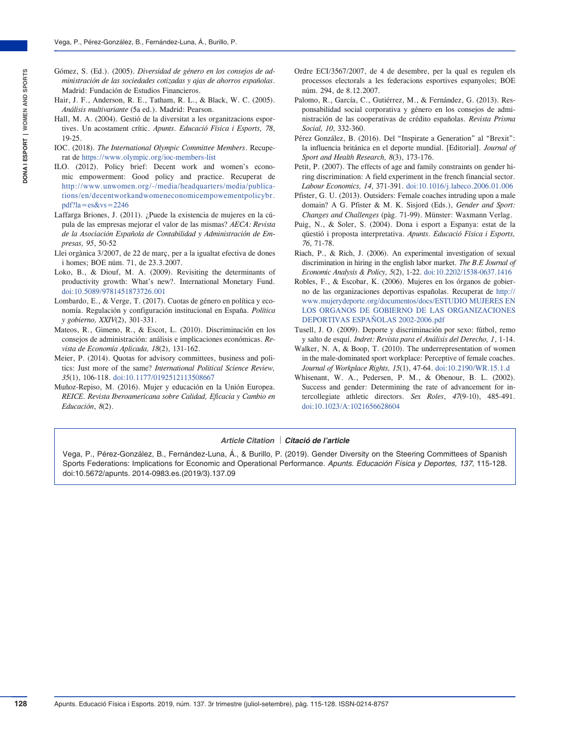Gómez, S. (Ed.). (2005). *Diversidad de género en los consejos de administración de las sociedades cotizadas y ajas de ahorros españolas*. Madrid: Fundación de Estudios Financieros.

Hair, J. F., Anderson, R. E., Tatham, R. L., & Black, W. C. (2005). *Análisis multivariante* (5a ed.). Madrid: Pearson.

Hall, M. A. (2004). Gestió de la diversitat a les organitzacions esportives. Un acostament crític. *Apunts. Educació Física i Esports, 78*, 19-25.

IOC. (2018). *The International Olympic Committee Members*. Recuperat de https://www.olympic.org/ioc-members-list

ILO. (2012). Policy brief: Decent work and women's economic empowerment: Good policy and practice. Recuperat de http://www.unwomen.org/-/media/headquarters/media/publications/en/decentworkandwomeneconomicempowementpolicybr.pdf?la=es&vs=2246

Laffarga Briones, J. (2011). ¿Puede la existencia de mujeres en la cúpula de las empresas mejorar el valor de las mismas? *AECA: Revista de la Asociación Española de Contabilidad y Administración de Empresas, 95*, 50-52

Llei orgànica 3/2007, de 22 de març, per a la igualtat efectiva de dones i homes; BOE núm. 71, de 23.3.2007.

Loko, B., & Diouf, M. A. (2009). Revisiting the determinants of productivity growth: What's new?. International Monetary Fund. doi:10.5089/9781451873726.001

Lombardo, E., & Verge, T. (2017). Cuotas de género en política y economía. Regulación y configuración institucional en España. *Política y gobierno, XXIV*(2), 301-331.

Mateos, R., Gimeno, R., & Escot, L. (2010). Discriminación en los consejos de administración: análisis e implicaciones económicas. *Revista de Economía Aplicada, 18*(2), 131-162.

Meier, P. (2014). Quotas for advisory committees, business and politics: Just more of the same? *International Political Science Review, 35*(1), 106-118. doi:10.1177/0192512113508667

Muñoz-Repiso, M. (2016). Mujer y educación en la Unión Europea. *REICE. Revista Iberoamericana sobre Calidad, Eficacia y Cambio en Educación*, *8*(2).

Ordre ECI/3567/2007, de 4 de desembre, per la qual es regulen els processos electorals a les federacions esportives espanyoles; BOE núm. 294, de 8.12.2007.

Palomo, R., García, C., Gutiérrez, M., & Fernández, G. (2013). Responsabilidad social corporativa y género en los consejos de administración de las cooperativas de crédito españolas. *Revista Prisma Social, 10*, 332-360.

Pérez González, B. (2016). Del "Inspirate a Generation" al "Brexit": la influencia británica en el deporte mundial. [Editorial]. *Journal of Sport and Health Research, 8*(3), 173-176.

Petit, P. (2007). The effects of age and family constraints on gender hiring discrimination: A field experiment in the french financial sector. *Labour Economics, 14*, 371-391. doi:10.1016/j.labeco.2006.01.006

Pfister, G. U. (2013). Outsiders: Female coaches intruding upon a male domain? A G. Pfister & M. K. Sisjord (Eds.), *Gender and Sport: Changes and Challenges* (pàg. 71-99). Münster: Waxmann Verlag.

Puig, N., & Soler, S. (2004). Dona i esport a Espanya: estat de la qüestió i proposta interpretativa. *Apunts. Educació Física i Esports, 76*, 71-78.

Riach, P., & Rich, J. (2006). An experimental investigation of sexual discrimination in hiring in the english labor market. *The B.E Journal of Economic Analysis & Policy, 5*(2), 1-22. doi:10.2202/1538-0637.1416

Robles, F., & Escobar, K. (2006). Mujeres en los órganos de gobierno de las organizaciones deportivas españolas. Recuperat de http://www.mujerydeporte.org/documentos/docs/ESTUDIO MUJERES EN LOS ORGANOS DE GOBIERNO DE LAS ORGANIZACIONES DEPORTIVAS ESPAÑOLAS 2002-2006.pdf

Tusell, J. O. (2009). Deporte y discriminación por sexo: fútbol, remo y salto de esquí. *Indret: Revista para el Análisis del Derecho, 1*, 1-14.

Walker, N. A, & Boop, T. (2010). The underrepresentation of women in the male-dominated sport workplace: Perceptive of female coaches. *Journal of Workplace Rights, 15*(1), 47-64. doi:10.2190/WR.15.1.d

Whisenant, W. A., Pedersen, P. M., & Obenour, B. L. (2002). Success and gender: Determining the rate of advancement for intercollegiate athletic directors. *Sex Roles*, *47*(9-10), 485-491. doi:10.1023/A:1021656628604

**Article Citation** | ***Citació de l'article***

Vega, P., Pérez-González, B., Fernández-Luna, Á., & Burillo, P. (2019). Gender Diversity on the Steering Committees of Spanish Sports Federations: Implications for Economic and Operational Performance. *Apunts. Educación Física y Deportes, 137*, 115-128. doi:10.5672/apunts. 2014-0983.es.(2019/3).137.09